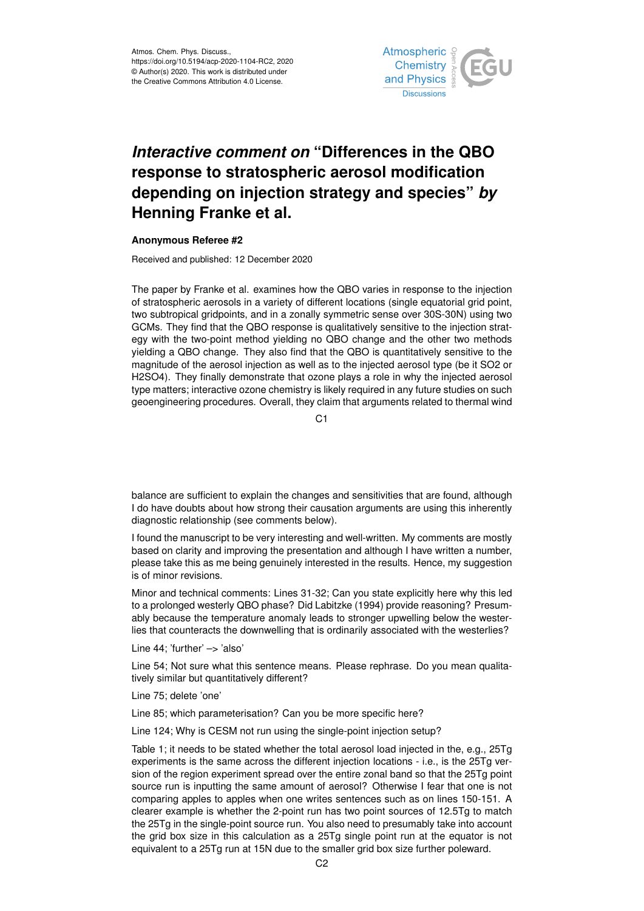# *Interactive comment on* "Differences in the QBO response to stratospheric aerosol modification depending on injection strategy and species" *by* Henning Franke et al.

**Anonymous Referee #2**

Received and published: 12 December 2020

The paper by Franke et al. examines how the QBO varies in response to the injection of stratospheric aerosols in a variety of different locations (single equatorial grid point, two subtropical gridpoints, and in a zonally symmetric sense over 30S-30N) using two GCMs. They find that the QBO response is qualitatively sensitive to the injection strategy with the two-point method yielding no QBO change and the other two methods yielding a QBO change. They also find that the QBO is quantitatively sensitive to the magnitude of the aerosol injection as well as to the injected aerosol type (be it SO2 or H2SO4). They finally demonstrate that ozone plays a role in why the injected aerosol type matters; interactive ozone chemistry is likely required in any future studies on such geoengineering procedures. Overall, they claim that arguments related to thermal wind balance are sufficient to explain the changes and sensitivities that are found, although I do have doubts about how strong their causation arguments are using this inherently diagnostic relationship (see comments below).

I found the manuscript to be very interesting and well-written. My comments are mostly based on clarity and improving the presentation and although I have written a number, please take this as me being genuinely interested in the results. Hence, my suggestion is of minor revisions.

Minor and technical comments: Lines 31-32; Can you state explicitly here why this led to a prolonged westerly QBO phase? Did Labitzke (1994) provide reasoning? Presumably because the temperature anomaly leads to stronger upwelling below the westerlies that counteracts the downwelling that is ordinarily associated with the westerlies?

Line 44; 'further' –> 'also'

Line 54; Not sure what this sentence means. Please rephrase. Do you mean qualitatively similar but quantitatively different?

Line 75; delete 'one'

Line 85; which parameterisation? Can you be more specific here?

Line 124; Why is CESM not run using the single-point injection setup?

Table 1; it needs to be stated whether the total aerosol load injected in the, e.g., 25Tg experiments is the same across the different injection locations - i.e., is the 25Tg version of the region experiment spread over the entire zonal band so that the 25Tg point source run is inputting the same amount of aerosol? Otherwise I fear that one is not comparing apples to apples when one writes sentences such as on lines 150-151. A clearer example is whether the 2-point run has two point sources of 12.5Tg to match the 25Tg in the single-point source run. You also need to presumably take into account the grid box size in this calculation as a 25Tg single point run at the equator is not equivalent to a 25Tg run at 15N due to the smaller grid box size further poleward.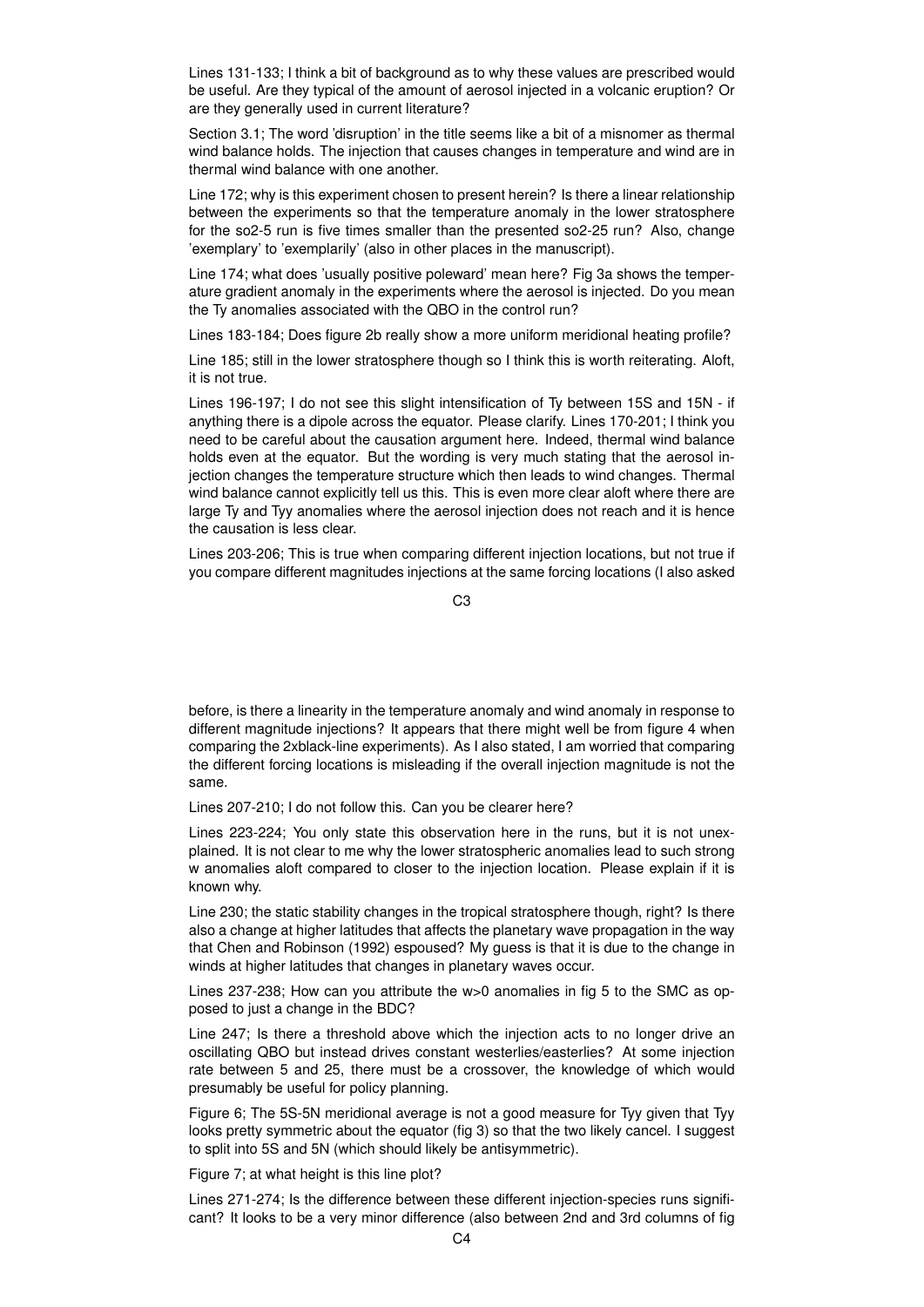Lines 131-133; I think a bit of background as to why these values are prescribed would be useful. Are they typical of the amount of aerosol injected in a volcanic eruption? Or are they generally used in current literature?

Section 3.1; The word 'disruption' in the title seems like a bit of a misnomer as thermal wind balance holds. The injection that causes changes in temperature and wind are in thermal wind balance with one another.

Line 172; why is this experiment chosen to present herein? Is there a linear relationship between the experiments so that the temperature anomaly in the lower stratosphere for the so2-5 run is five times smaller than the presented so2-25 run? Also, change 'exemplary' to 'exemplarily' (also in other places in the manuscript).

Line 174; what does 'usually positive poleward' mean here? Fig 3a shows the temperature gradient anomaly in the experiments where the aerosol is injected. Do you mean the Ty anomalies associated with the QBO in the control run?

Lines 183-184; Does figure 2b really show a more uniform meridional heating profile?

Line 185; still in the lower stratosphere though so I think this is worth reiterating. Aloft, it is not true.

Lines 196-197; I do not see this slight intensification of Ty between 15S and 15N - if anything there is a dipole across the equator. Please clarify. Lines 170-201; I think you need to be careful about the causation argument here. Indeed, thermal wind balance holds even at the equator. But the wording is very much stating that the aerosol injection changes the temperature structure which then leads to wind changes. Thermal wind balance cannot explicitly tell us this. This is even more clear aloft where there are large Ty and Tyy anomalies where the aerosol injection does not reach and it is hence the causation is less clear.

Lines 203-206; This is true when comparing different injection locations, but not true if you compare different magnitudes injections at the same forcing locations (I also asked before, is there a linearity in the temperature anomaly and wind anomaly in response to different magnitude injections? It appears that there might well be from figure 4 when comparing the 2xblack-line experiments). As I also stated, I am worried that comparing the different forcing locations is misleading if the overall injection magnitude is not the same.

Lines 207-210; I do not follow this. Can you be clearer here?

Lines 223-224; You only state this observation here in the runs, but it is not unexplained. It is not clear to me why the lower stratospheric anomalies lead to such strong w anomalies aloft compared to closer to the injection location. Please explain if it is known why.

Line 230; the static stability changes in the tropical stratosphere though, right? Is there also a change at higher latitudes that affects the planetary wave propagation in the way that Chen and Robinson (1992) espoused? My guess is that it is due to the change in winds at higher latitudes that changes in planetary waves occur.

Lines 237-238; How can you attribute the w>0 anomalies in fig 5 to the SMC as opposed to just a change in the BDC?

Line 247; Is there a threshold above which the injection acts to no longer drive an oscillating QBO but instead drives constant westerlies/easterlies? At some injection rate between 5 and 25, there must be a crossover, the knowledge of which would presumably be useful for policy planning.

Figure 6; The 5S-5N meridional average is not a good measure for Tyy given that Tyy looks pretty symmetric about the equator (fig 3) so that the two likely cancel. I suggest to split into 5S and 5N (which should likely be antisymmetric).

Figure 7; at what height is this line plot?

Lines 271-274; Is the difference between these different injection-species runs significant? It looks to be a very minor difference (also between 2nd and 3rd columns of fig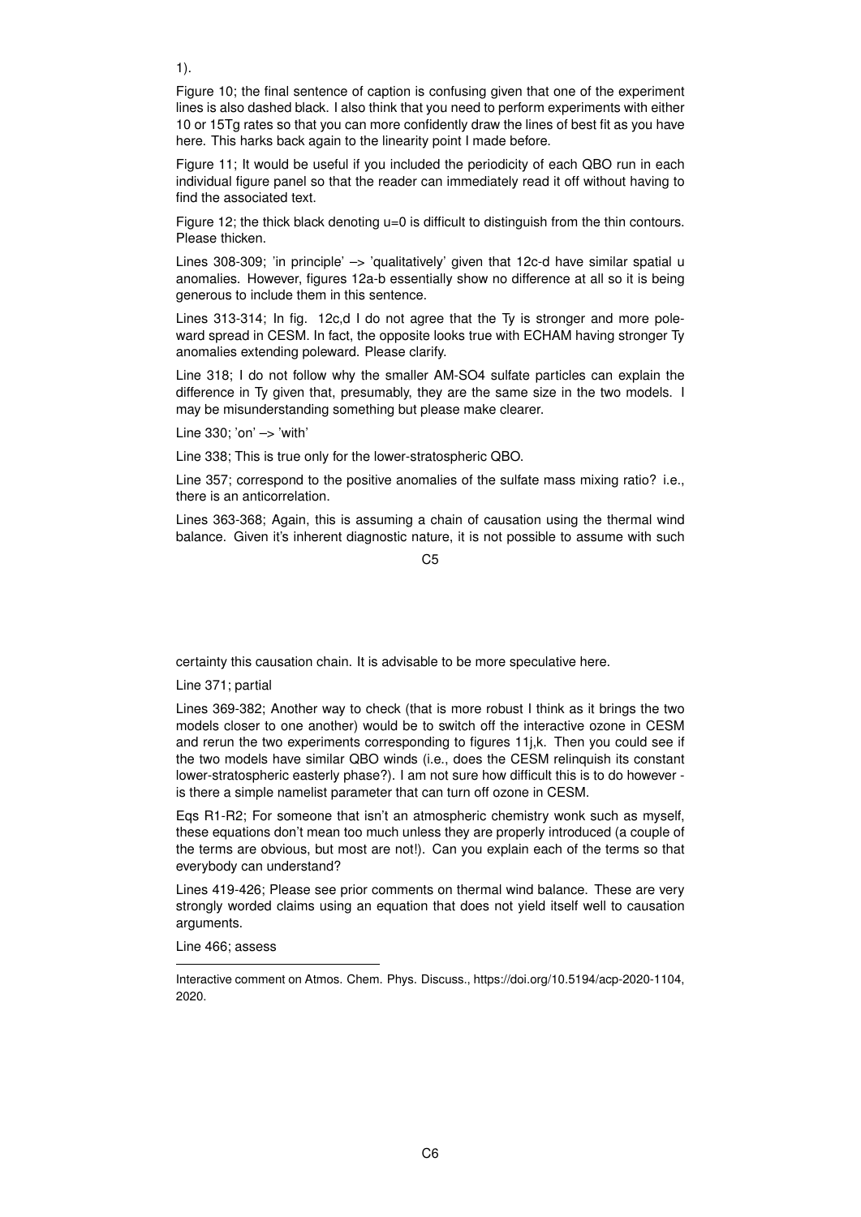1).

Figure 10; the final sentence of caption is confusing given that one of the experiment lines is also dashed black. I also think that you need to perform experiments with either 10 or 15Tg rates so that you can more confidently draw the lines of best fit as you have here. This harks back again to the linearity point I made before.

Figure 11; It would be useful if you included the periodicity of each QBO run in each individual figure panel so that the reader can immediately read it off without having to find the associated text.

Figure 12; the thick black denoting u=0 is difficult to distinguish from the thin contours. Please thicken.

Lines 308-309; 'in principle' –> 'qualitatively' given that 12c-d have similar spatial u anomalies. However, figures 12a-b essentially show no difference at all so it is being generous to include them in this sentence.

Lines 313-314; In fig. 12c,d I do not agree that the Ty is stronger and more poleward spread in CESM. In fact, the opposite looks true with ECHAM having stronger Ty anomalies extending poleward. Please clarify.

Line 318; I do not follow why the smaller AM-SO4 sulfate particles can explain the difference in Ty given that, presumably, they are the same size in the two models. I may be misunderstanding something but please make clearer.

Line 330; 'on' –> 'with'

Line 338; This is true only for the lower-stratospheric QBO.

Line 357; correspond to the positive anomalies of the sulfate mass mixing ratio? i.e., there is an anticorrelation.

Lines 363-368; Again, this is assuming a chain of causation using the thermal wind balance. Given it's inherent diagnostic nature, it is not possible to assume with such certainty this causation chain. It is advisable to be more speculative here.

Line 371; partial

Lines 369-382; Another way to check (that is more robust I think as it brings the two models closer to one another) would be to switch off the interactive ozone in CESM and rerun the two experiments corresponding to figures 11j,k. Then you could see if the two models have similar QBO winds (i.e., does the CESM relinquish its constant lower-stratospheric easterly phase?). I am not sure how difficult this is to do however - is there a simple namelist parameter that can turn off ozone in CESM.

Eqs R1-R2; For someone that isn't an atmospheric chemistry wonk such as myself, these equations don't mean too much unless they are properly introduced (a couple of the terms are obvious, but most are not!). Can you explain each of the terms so that everybody can understand?

Lines 419-426; Please see prior comments on thermal wind balance. These are very strongly worded claims using an equation that does not yield itself well to causation arguments.

Line 466; assess

---

Interactive comment on Atmos. Chem. Phys. Discuss., https://doi.org/10.5194/acp-2020-1104, 2020.